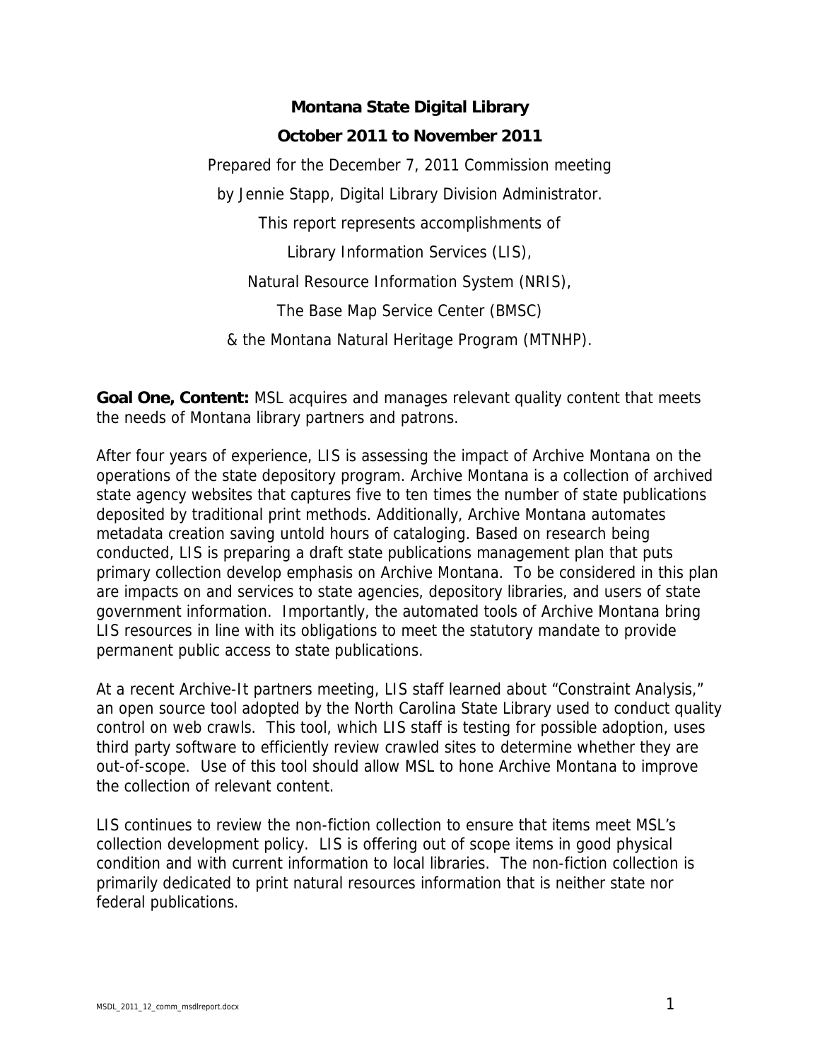# Montana State Digital Library

## October 2011 to November 2011

Prepared for the December 7, 2011 Commission meeting

by Jennie Stapp, Digital Library Division Administrator.

This report represents accomplishments of

Library Information Services (LIS),

Natural Resource Information System (NRIS),

The Base Map Service Center (BMSC)

& the Montana Natural Heritage Program (MTNHP).

**Goal One, Content:** MSL acquires and manages relevant quality content that meets the needs of Montana library partners and patrons.

After four years of experience, LIS is assessing the impact of Archive Montana on the operations of the state depository program. Archive Montana is a collection of archived state agency websites that captures five to ten times the number of state publications deposited by traditional print methods. Additionally, Archive Montana automates metadata creation saving untold hours of cataloging. Based on research being conducted, LIS is preparing a draft state publications management plan that puts primary collection develop emphasis on Archive Montana. To be considered in this plan are impacts on and services to state agencies, depository libraries, and users of state government information. Importantly, the automated tools of Archive Montana bring LIS resources in line with its obligations to meet the statutory mandate to provide permanent public access to state publications.

At a recent Archive-It partners meeting, LIS staff learned about "Constraint Analysis," an open source tool adopted by the North Carolina State Library used to conduct quality control on web crawls. This tool, which LIS staff is testing for possible adoption, uses third party software to efficiently review crawled sites to determine whether they are out-of-scope. Use of this tool should allow MSL to hone Archive Montana to improve the collection of relevant content.

LIS continues to review the non-fiction collection to ensure that items meet MSL's collection development policy. LIS is offering out of scope items in good physical condition and with current information to local libraries. The non-fiction collection is primarily dedicated to print natural resources information that is neither state nor federal publications.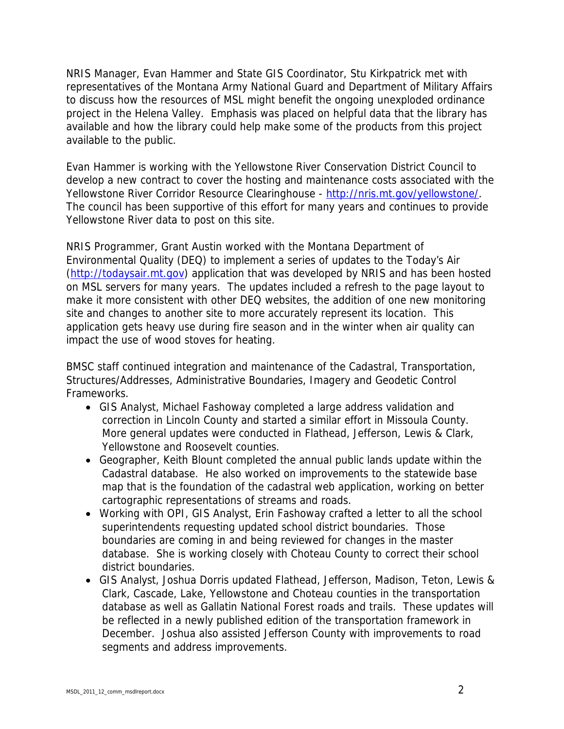NRIS Manager, Evan Hammer and State GIS Coordinator, Stu Kirkpatrick met with representatives of the Montana Army National Guard and Department of Military Affairs to discuss how the resources of MSL might benefit the ongoing unexploded ordinance project in the Helena Valley. Emphasis was placed on helpful data that the library has available and how the library could help make some of the products from this project available to the public.

Evan Hammer is working with the Yellowstone River Conservation District Council to develop a new contract to cover the hosting and maintenance costs associated with the Yellowstone River Corridor Resource Clearinghouse - [http://nris.mt.gov/yellowstone/](http://nris.mt.gov/yellowstone/). The council has been supportive of this effort for many years and continues to provide Yellowstone River data to post on this site.

NRIS Programmer, Grant Austin worked with the Montana Department of Environmental Quality (DEQ) to implement a series of updates to the Today's Air ([http://todaysair.mt.gov](http://todaysair.mt.gov)) application that was developed by NRIS and has been hosted on MSL servers for many years. The updates included a refresh to the page layout to make it more consistent with other DEQ websites, the addition of one new monitoring site and changes to another site to more accurately represent its location. This application gets heavy use during fire season and in the winter when air quality can impact the use of wood stoves for heating.

BMSC staff continued integration and maintenance of the Cadastral, Transportation, Structures/Addresses, Administrative Boundaries, Imagery and Geodetic Control Frameworks.

- GIS Analyst, Michael Fashoway completed a large address validation and correction in Lincoln County and started a similar effort in Missoula County. More general updates were conducted in Flathead, Jefferson, Lewis & Clark, Yellowstone and Roosevelt counties.
- Geographer, Keith Blount completed the annual public lands update within the Cadastral database. He also worked on improvements to the statewide base map that is the foundation of the cadastral web application, working on better cartographic representations of streams and roads.
- Working with OPI, GIS Analyst, Erin Fashoway crafted a letter to all the school superintendents requesting updated school district boundaries. Those boundaries are coming in and being reviewed for changes in the master database. She is working closely with Choteau County to correct their school district boundaries.
- GIS Analyst, Joshua Dorris updated Flathead, Jefferson, Madison, Teton, Lewis & Clark, Cascade, Lake, Yellowstone and Choteau counties in the transportation database as well as Gallatin National Forest roads and trails. These updates will be reflected in a newly published edition of the transportation framework in December. Joshua also assisted Jefferson County with improvements to road segments and address improvements.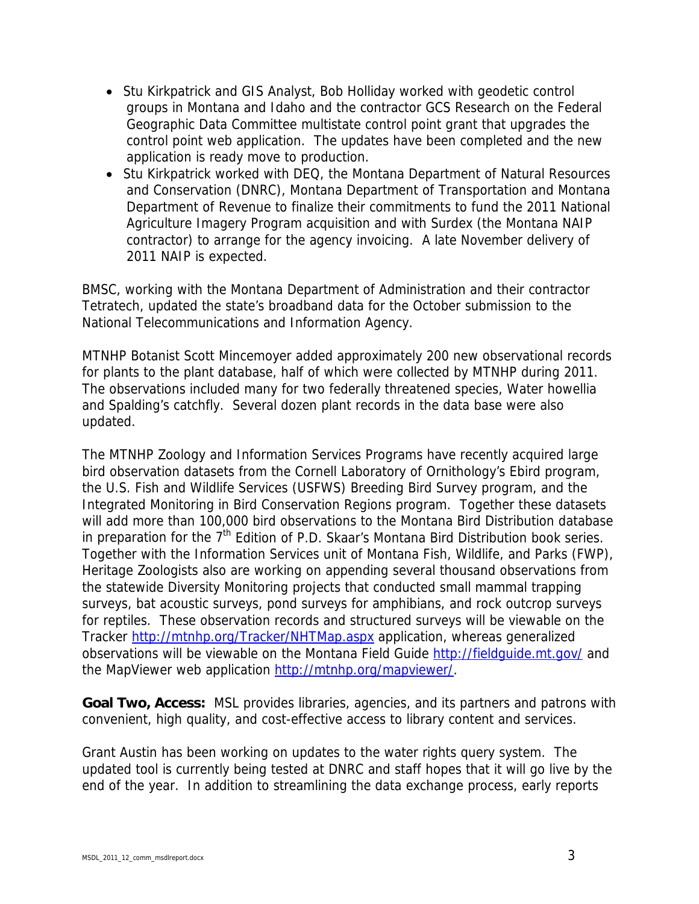- Stu Kirkpatrick and GIS Analyst, Bob Holliday worked with geodetic control groups in Montana and Idaho and the contractor GCS Research on the Federal Geographic Data Committee multistate control point grant that upgrades the control point web application. The updates have been completed and the new application is ready move to production.
- Stu Kirkpatrick worked with DEQ, the Montana Department of Natural Resources and Conservation (DNRC), Montana Department of Transportation and Montana Department of Revenue to finalize their commitments to fund the 2011 National Agriculture Imagery Program acquisition and with Surdex (the Montana NAIP contractor) to arrange for the agency invoicing. A late November delivery of 2011 NAIP is expected.

BMSC, working with the Montana Department of Administration and their contractor Tetratech, updated the state's broadband data for the October submission to the National Telecommunications and Information Agency.

MTNHP Botanist Scott Mincemoyer added approximately 200 new observational records for plants to the plant database, half of which were collected by MTNHP during 2011. The observations included many for two federally threatened species, Water howellia and Spalding's catchfly. Several dozen plant records in the data base were also updated.

The MTNHP Zoology and Information Services Programs have recently acquired large bird observation datasets from the Cornell Laboratory of Ornithology's Ebird program, the U.S. Fish and Wildlife Services (USFWS) Breeding Bird Survey program, and the Integrated Monitoring in Bird Conservation Regions program. Together these datasets will add more than 100,000 bird observations to the Montana Bird Distribution database in preparation for the 7th Edition of P.D. Skaar's Montana Bird Distribution book series. Together with the Information Services unit of Montana Fish, Wildlife, and Parks (FWP), Heritage Zoologists also are working on appending several thousand observations from the statewide Diversity Monitoring projects that conducted small mammal trapping surveys, bat acoustic surveys, pond surveys for amphibians, and rock outcrop surveys for reptiles. These observation records and structured surveys will be viewable on the Tracker http://mtnhp.org/Tracker/NHTMap.aspx application, whereas generalized observations will be viewable on the Montana Field Guide http://fieldguide.mt.gov/ and the MapViewer web application http://mtnhp.org/mapviewer/.

**Goal Two, Access:** MSL provides libraries, agencies, and its partners and patrons with convenient, high quality, and cost-effective access to library content and services.

Grant Austin has been working on updates to the water rights query system. The updated tool is currently being tested at DNRC and staff hopes that it will go live by the end of the year. In addition to streamlining the data exchange process, early reports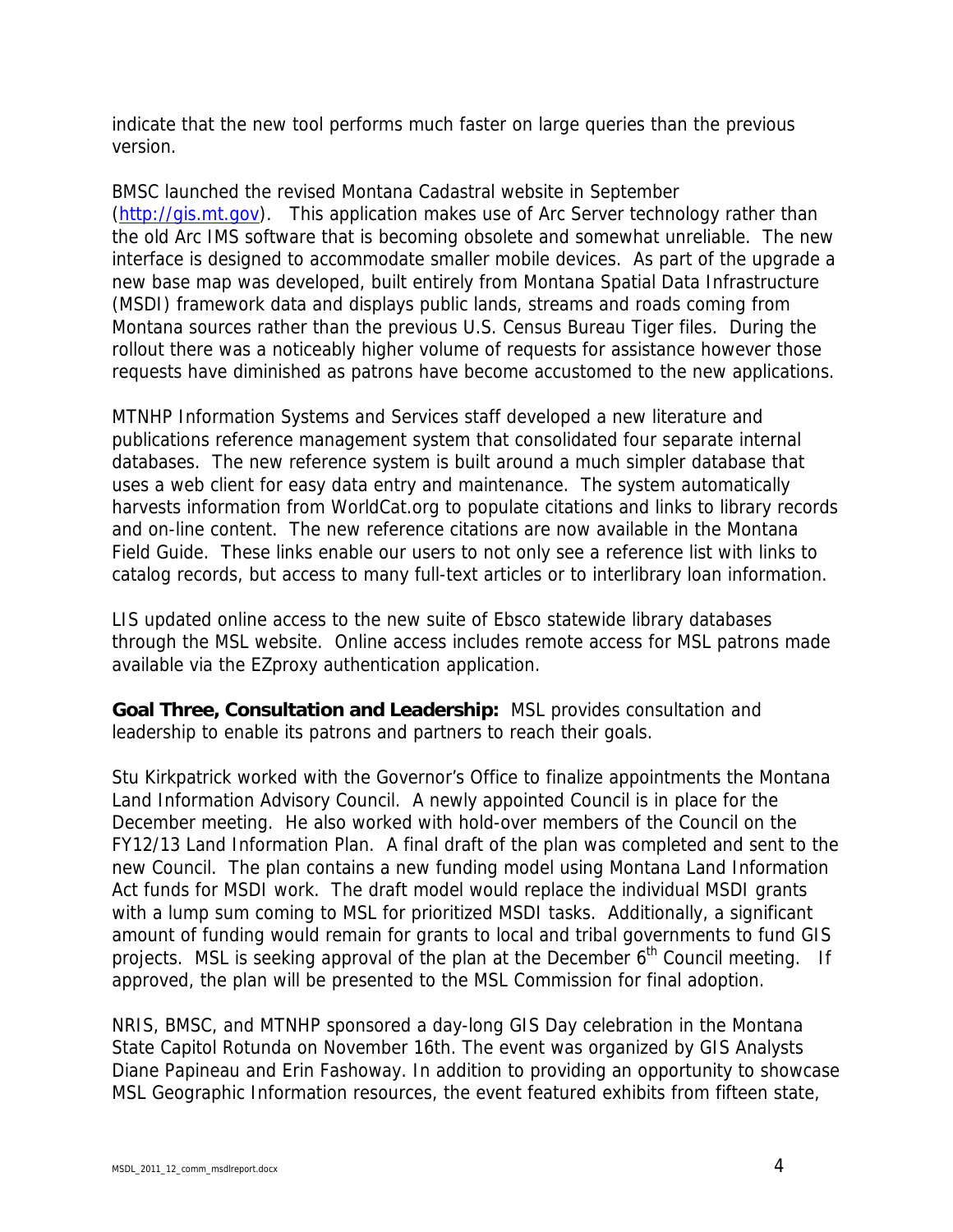indicate that the new tool performs much faster on large queries than the previous version.

BMSC launched the revised Montana Cadastral website in September (http://gis.mt.gov). This application makes use of Arc Server technology rather than the old Arc IMS software that is becoming obsolete and somewhat unreliable. The new interface is designed to accommodate smaller mobile devices. As part of the upgrade a new base map was developed, built entirely from Montana Spatial Data Infrastructure (MSDI) framework data and displays public lands, streams and roads coming from Montana sources rather than the previous U.S. Census Bureau Tiger files. During the rollout there was a noticeably higher volume of requests for assistance however those requests have diminished as patrons have become accustomed to the new applications.

MTNHP Information Systems and Services staff developed a new literature and publications reference management system that consolidated four separate internal databases. The new reference system is built around a much simpler database that uses a web client for easy data entry and maintenance. The system automatically harvests information from WorldCat.org to populate citations and links to library records and on-line content. The new reference citations are now available in the Montana Field Guide. These links enable our users to not only see a reference list with links to catalog records, but access to many full-text articles or to interlibrary loan information.

LIS updated online access to the new suite of Ebsco statewide library databases through the MSL website. Online access includes remote access for MSL patrons made available via the EZproxy authentication application.

**Goal Three, Consultation and Leadership:** MSL provides consultation and leadership to enable its patrons and partners to reach their goals.

Stu Kirkpatrick worked with the Governor's Office to finalize appointments the Montana Land Information Advisory Council. A newly appointed Council is in place for the December meeting. He also worked with hold-over members of the Council on the FY12/13 Land Information Plan. A final draft of the plan was completed and sent to the new Council. The plan contains a new funding model using Montana Land Information Act funds for MSDI work. The draft model would replace the individual MSDI grants with a lump sum coming to MSL for prioritized MSDI tasks. Additionally, a significant amount of funding would remain for grants to local and tribal governments to fund GIS projects. MSL is seeking approval of the plan at the December 6th Council meeting. If approved, the plan will be presented to the MSL Commission for final adoption.

NRIS, BMSC, and MTNHP sponsored a day-long GIS Day celebration in the Montana State Capitol Rotunda on November 16th. The event was organized by GIS Analysts Diane Papineau and Erin Fashoway. In addition to providing an opportunity to showcase MSL Geographic Information resources, the event featured exhibits from fifteen state,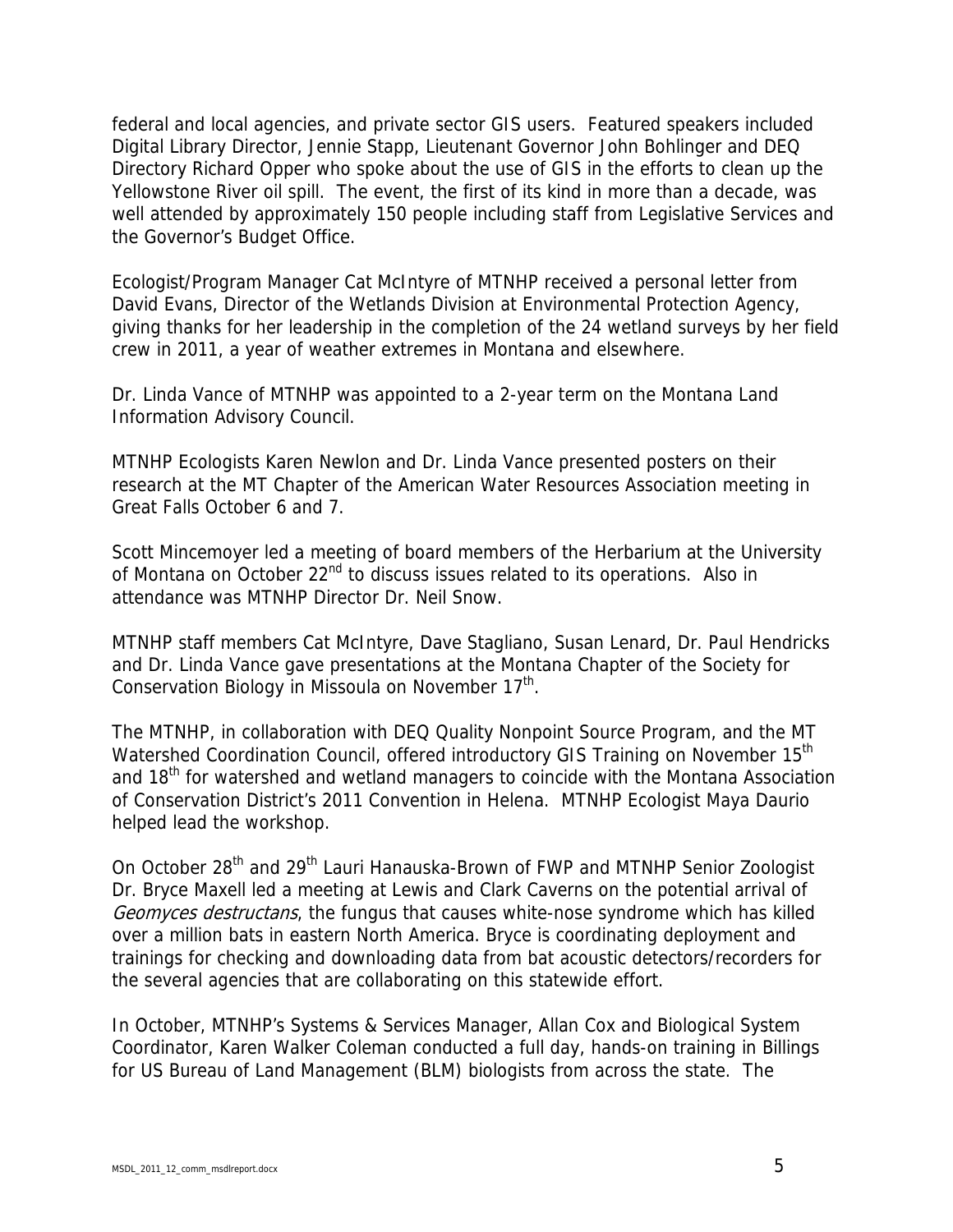federal and local agencies, and private sector GIS users. Featured speakers included Digital Library Director, Jennie Stapp, Lieutenant Governor John Bohlinger and DEQ Directory Richard Opper who spoke about the use of GIS in the efforts to clean up the Yellowstone River oil spill. The event, the first of its kind in more than a decade, was well attended by approximately 150 people including staff from Legislative Services and the Governor's Budget Office.

Ecologist/Program Manager Cat McIntyre of MTNHP received a personal letter from David Evans, Director of the Wetlands Division at Environmental Protection Agency, giving thanks for her leadership in the completion of the 24 wetland surveys by her field crew in 2011, a year of weather extremes in Montana and elsewhere.

Dr. Linda Vance of MTNHP was appointed to a 2-year term on the Montana Land Information Advisory Council.

MTNHP Ecologists Karen Newlon and Dr. Linda Vance presented posters on their research at the MT Chapter of the American Water Resources Association meeting in Great Falls October 6 and 7.

Scott Mincemoyer led a meeting of board members of the Herbarium at the University of Montana on October 22nd to discuss issues related to its operations. Also in attendance was MTNHP Director Dr. Neil Snow.

MTNHP staff members Cat McIntyre, Dave Stagliano, Susan Lenard, Dr. Paul Hendricks and Dr. Linda Vance gave presentations at the Montana Chapter of the Society for Conservation Biology in Missoula on November 17th.

The MTNHP, in collaboration with DEQ Quality Nonpoint Source Program, and the MT Watershed Coordination Council, offered introductory GIS Training on November 15th and 18th for watershed and wetland managers to coincide with the Montana Association of Conservation District's 2011 Convention in Helena. MTNHP Ecologist Maya Daurio helped lead the workshop.

On October 28th and 29th Lauri Hanauska-Brown of FWP and MTNHP Senior Zoologist Dr. Bryce Maxell led a meeting at Lewis and Clark Caverns on the potential arrival of *Geomyces destructans*, the fungus that causes white-nose syndrome which has killed over a million bats in eastern North America. Bryce is coordinating deployment and trainings for checking and downloading data from bat acoustic detectors/recorders for the several agencies that are collaborating on this statewide effort.

In October, MTNHP's Systems & Services Manager, Allan Cox and Biological System Coordinator, Karen Walker Coleman conducted a full day, hands-on training in Billings for US Bureau of Land Management (BLM) biologists from across the state. The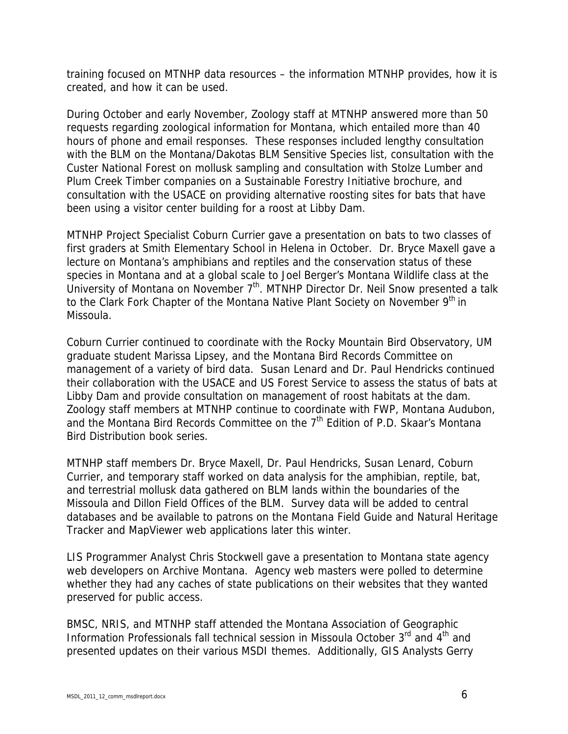training focused on MTNHP data resources – the information MTNHP provides, how it is created, and how it can be used.

During October and early November, Zoology staff at MTNHP answered more than 50 requests regarding zoological information for Montana, which entailed more than 40 hours of phone and email responses. These responses included lengthy consultation with the BLM on the Montana/Dakotas BLM Sensitive Species list, consultation with the Custer National Forest on mollusk sampling and consultation with Stolze Lumber and Plum Creek Timber companies on a Sustainable Forestry Initiative brochure, and consultation with the USACE on providing alternative roosting sites for bats that have been using a visitor center building for a roost at Libby Dam.

MTNHP Project Specialist Coburn Currier gave a presentation on bats to two classes of first graders at Smith Elementary School in Helena in October. Dr. Bryce Maxell gave a lecture on Montana's amphibians and reptiles and the conservation status of these species in Montana and at a global scale to Joel Berger's Montana Wildlife class at the University of Montana on November 7th. MTNHP Director Dr. Neil Snow presented a talk to the Clark Fork Chapter of the Montana Native Plant Society on November 9th in Missoula.

Coburn Currier continued to coordinate with the Rocky Mountain Bird Observatory, UM graduate student Marissa Lipsey, and the Montana Bird Records Committee on management of a variety of bird data. Susan Lenard and Dr. Paul Hendricks continued their collaboration with the USACE and US Forest Service to assess the status of bats at Libby Dam and provide consultation on management of roost habitats at the dam. Zoology staff members at MTNHP continue to coordinate with FWP, Montana Audubon, and the Montana Bird Records Committee on the 7th Edition of P.D. Skaar's Montana Bird Distribution book series.

MTNHP staff members Dr. Bryce Maxell, Dr. Paul Hendricks, Susan Lenard, Coburn Currier, and temporary staff worked on data analysis for the amphibian, reptile, bat, and terrestrial mollusk data gathered on BLM lands within the boundaries of the Missoula and Dillon Field Offices of the BLM. Survey data will be added to central databases and be available to patrons on the Montana Field Guide and Natural Heritage Tracker and MapViewer web applications later this winter.

LIS Programmer Analyst Chris Stockwell gave a presentation to Montana state agency web developers on Archive Montana. Agency web masters were polled to determine whether they had any caches of state publications on their websites that they wanted preserved for public access.

BMSC, NRIS, and MTNHP staff attended the Montana Association of Geographic Information Professionals fall technical session in Missoula October 3rd and 4th and presented updates on their various MSDI themes. Additionally, GIS Analysts Gerry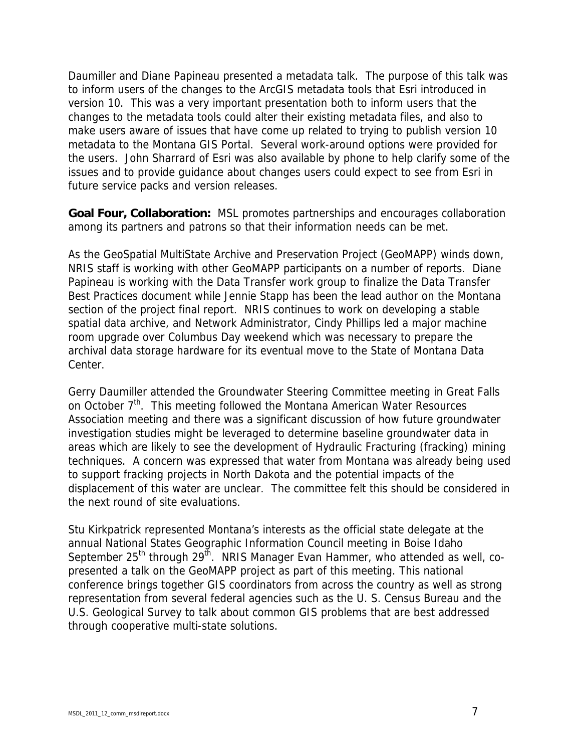Daumiller and Diane Papineau presented a metadata talk. The purpose of this talk was to inform users of the changes to the ArcGIS metadata tools that Esri introduced in version 10. This was a very important presentation both to inform users that the changes to the metadata tools could alter their existing metadata files, and also to make users aware of issues that have come up related to trying to publish version 10 metadata to the Montana GIS Portal. Several work-around options were provided for the users. John Sharrard of Esri was also available by phone to help clarify some of the issues and to provide guidance about changes users could expect to see from Esri in future service packs and version releases.

**Goal Four, Collaboration:** MSL promotes partnerships and encourages collaboration among its partners and patrons so that their information needs can be met.

As the GeoSpatial MultiState Archive and Preservation Project (GeoMAPP) winds down, NRIS staff is working with other GeoMAPP participants on a number of reports. Diane Papineau is working with the Data Transfer work group to finalize the Data Transfer Best Practices document while Jennie Stapp has been the lead author on the Montana section of the project final report. NRIS continues to work on developing a stable spatial data archive, and Network Administrator, Cindy Phillips led a major machine room upgrade over Columbus Day weekend which was necessary to prepare the archival data storage hardware for its eventual move to the State of Montana Data Center.

Gerry Daumiller attended the Groundwater Steering Committee meeting in Great Falls on October 7th. This meeting followed the Montana American Water Resources Association meeting and there was a significant discussion of how future groundwater investigation studies might be leveraged to determine baseline groundwater data in areas which are likely to see the development of Hydraulic Fracturing (fracking) mining techniques. A concern was expressed that water from Montana was already being used to support fracking projects in North Dakota and the potential impacts of the displacement of this water are unclear. The committee felt this should be considered in the next round of site evaluations.

Stu Kirkpatrick represented Montana's interests as the official state delegate at the annual National States Geographic Information Council meeting in Boise Idaho September 25th through 29th. NRIS Manager Evan Hammer, who attended as well, co-presented a talk on the GeoMAPP project as part of this meeting. This national conference brings together GIS coordinators from across the country as well as strong representation from several federal agencies such as the U. S. Census Bureau and the U.S. Geological Survey to talk about common GIS problems that are best addressed through cooperative multi-state solutions.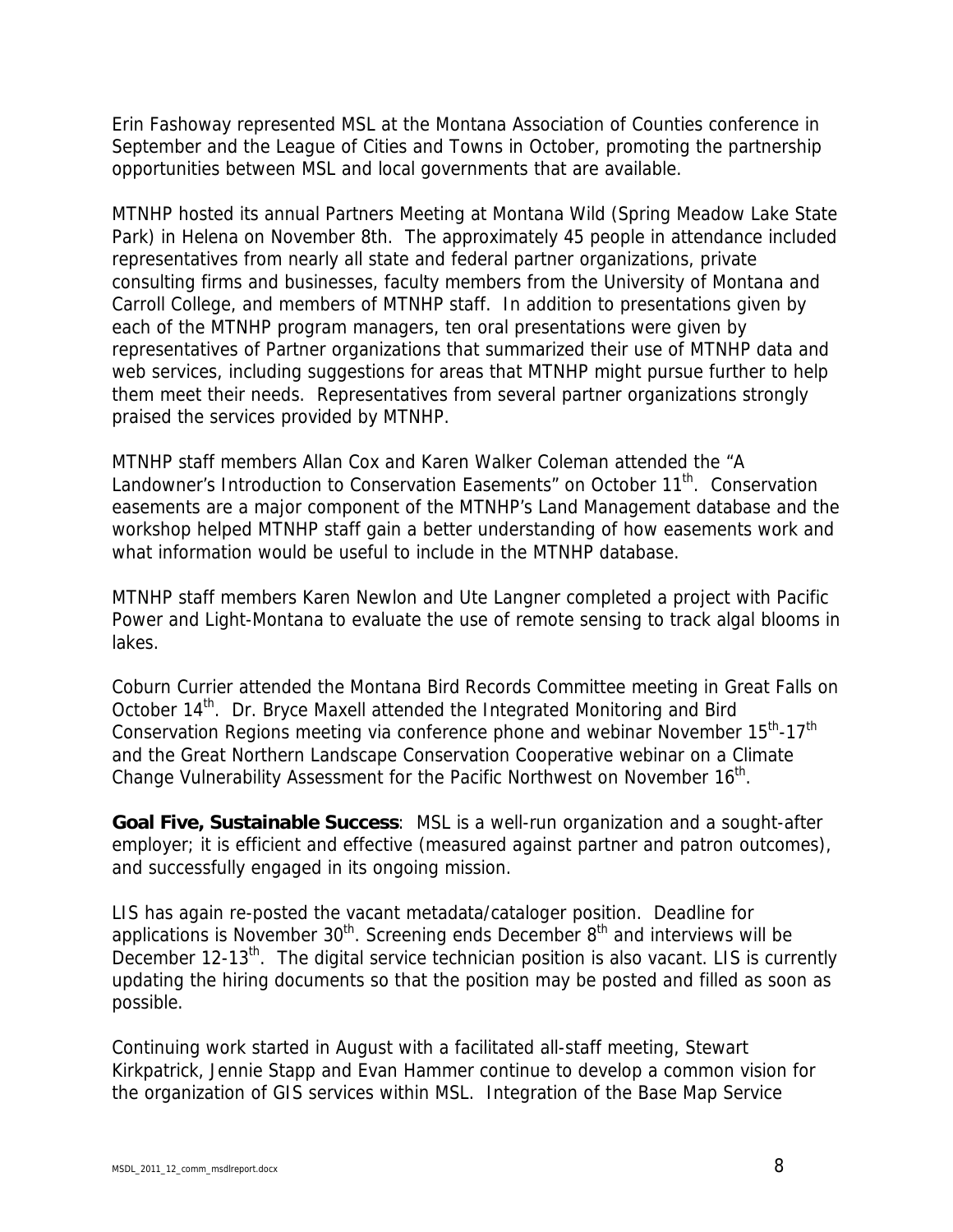Erin Fashoway represented MSL at the Montana Association of Counties conference in September and the League of Cities and Towns in October, promoting the partnership opportunities between MSL and local governments that are available.

MTNHP hosted its annual Partners Meeting at Montana Wild (Spring Meadow Lake State Park) in Helena on November 8th. The approximately 45 people in attendance included representatives from nearly all state and federal partner organizations, private consulting firms and businesses, faculty members from the University of Montana and Carroll College, and members of MTNHP staff. In addition to presentations given by each of the MTNHP program managers, ten oral presentations were given by representatives of Partner organizations that summarized their use of MTNHP data and web services, including suggestions for areas that MTNHP might pursue further to help them meet their needs. Representatives from several partner organizations strongly praised the services provided by MTNHP.

MTNHP staff members Allan Cox and Karen Walker Coleman attended the "A Landowner's Introduction to Conservation Easements" on October 11th. Conservation easements are a major component of the MTNHP's Land Management database and the workshop helped MTNHP staff gain a better understanding of how easements work and what information would be useful to include in the MTNHP database.

MTNHP staff members Karen Newlon and Ute Langner completed a project with Pacific Power and Light-Montana to evaluate the use of remote sensing to track algal blooms in lakes.

Coburn Currier attended the Montana Bird Records Committee meeting in Great Falls on October 14th. Dr. Bryce Maxell attended the Integrated Monitoring and Bird Conservation Regions meeting via conference phone and webinar November 15th-17th and the Great Northern Landscape Conservation Cooperative webinar on a Climate Change Vulnerability Assessment for the Pacific Northwest on November 16th.

**Goal Five, Sustainable Success**: MSL is a well-run organization and a sought-after employer; it is efficient and effective (measured against partner and patron outcomes), and successfully engaged in its ongoing mission.

LIS has again re-posted the vacant metadata/cataloger position. Deadline for applications is November 30th. Screening ends December 8th and interviews will be December 12-13th. The digital service technician position is also vacant. LIS is currently updating the hiring documents so that the position may be posted and filled as soon as possible.

Continuing work started in August with a facilitated all-staff meeting, Stewart Kirkpatrick, Jennie Stapp and Evan Hammer continue to develop a common vision for the organization of GIS services within MSL. Integration of the Base Map Service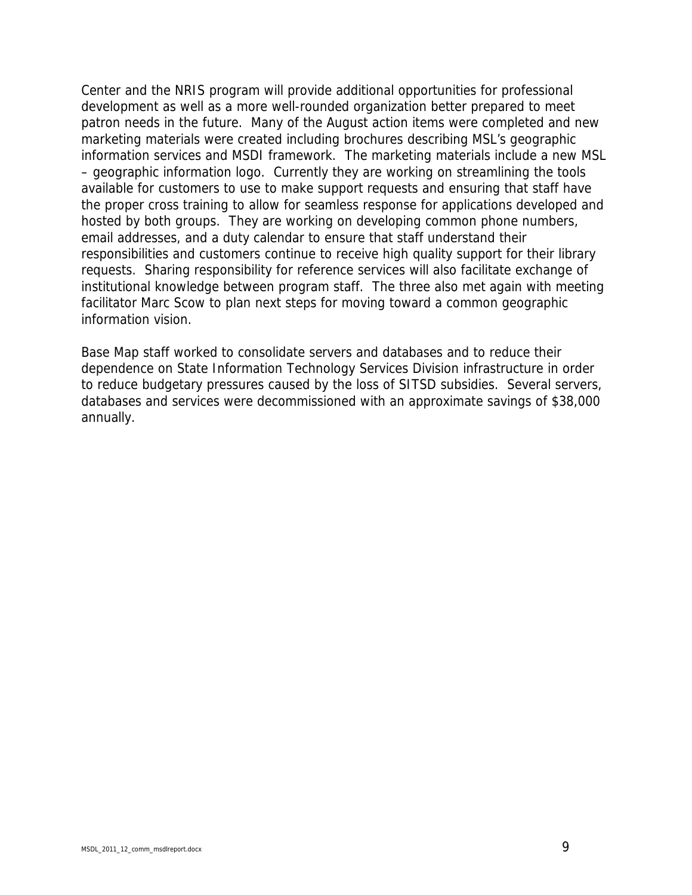Center and the NRIS program will provide additional opportunities for professional development as well as a more well-rounded organization better prepared to meet patron needs in the future. Many of the August action items were completed and new marketing materials were created including brochures describing MSL's geographic information services and MSDI framework. The marketing materials include a new MSL – geographic information logo. Currently they are working on streamlining the tools available for customers to use to make support requests and ensuring that staff have the proper cross training to allow for seamless response for applications developed and hosted by both groups. They are working on developing common phone numbers, email addresses, and a duty calendar to ensure that staff understand their responsibilities and customers continue to receive high quality support for their library requests. Sharing responsibility for reference services will also facilitate exchange of institutional knowledge between program staff. The three also met again with meeting facilitator Marc Scow to plan next steps for moving toward a common geographic information vision.

Base Map staff worked to consolidate servers and databases and to reduce their dependence on State Information Technology Services Division infrastructure in order to reduce budgetary pressures caused by the loss of SITSD subsidies. Several servers, databases and services were decommissioned with an approximate savings of $38,000 annually.